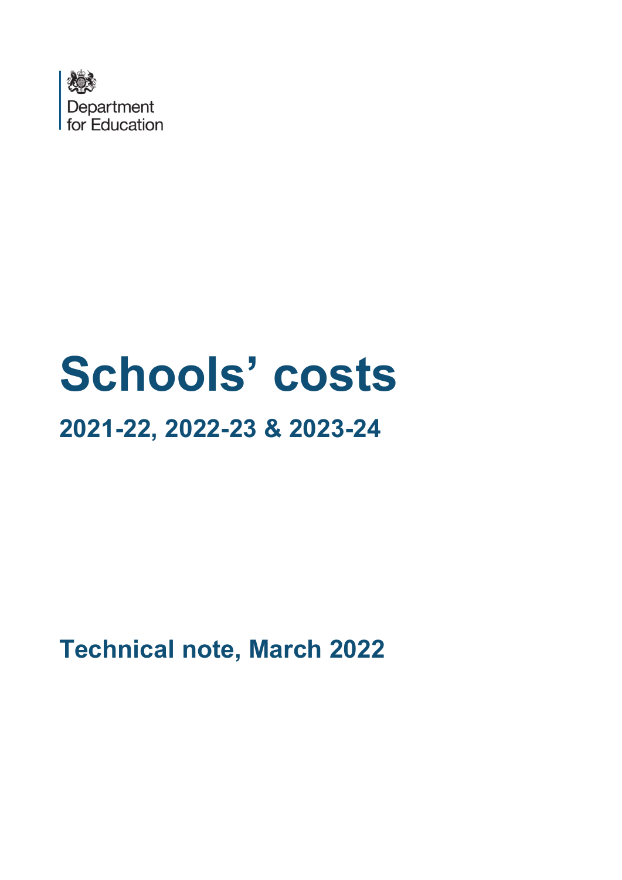Department for Education

# Schools' costs

## 2021-22, 2022-23 & 2023-24

**Technical note, March 2022**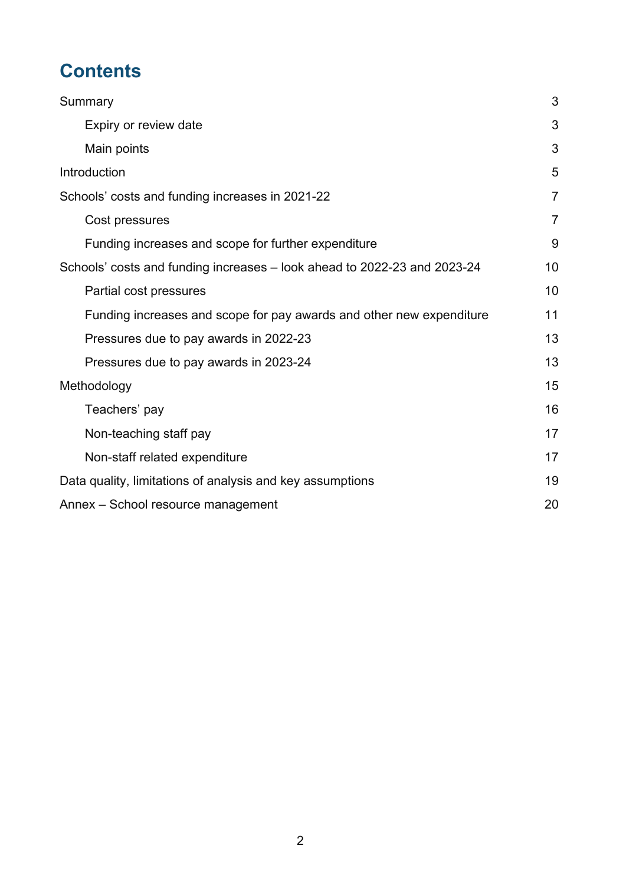# Contents

Summary 3

- Expiry or review date 3
- Main points 3

Introduction 5

Schools' costs and funding increases in 2021-22 7

- Cost pressures 7
- Funding increases and scope for further expenditure 9

Schools' costs and funding increases – look ahead to 2022-23 and 2023-24 10

- Partial cost pressures 10
- Funding increases and scope for pay awards and other new expenditure 11
- Pressures due to pay awards in 2022-23 13
- Pressures due to pay awards in 2023-24 13

Methodology 15

- Teachers' pay 16
- Non-teaching staff pay 17
- Non-staff related expenditure 17

Data quality, limitations of analysis and key assumptions 19

Annex – School resource management 20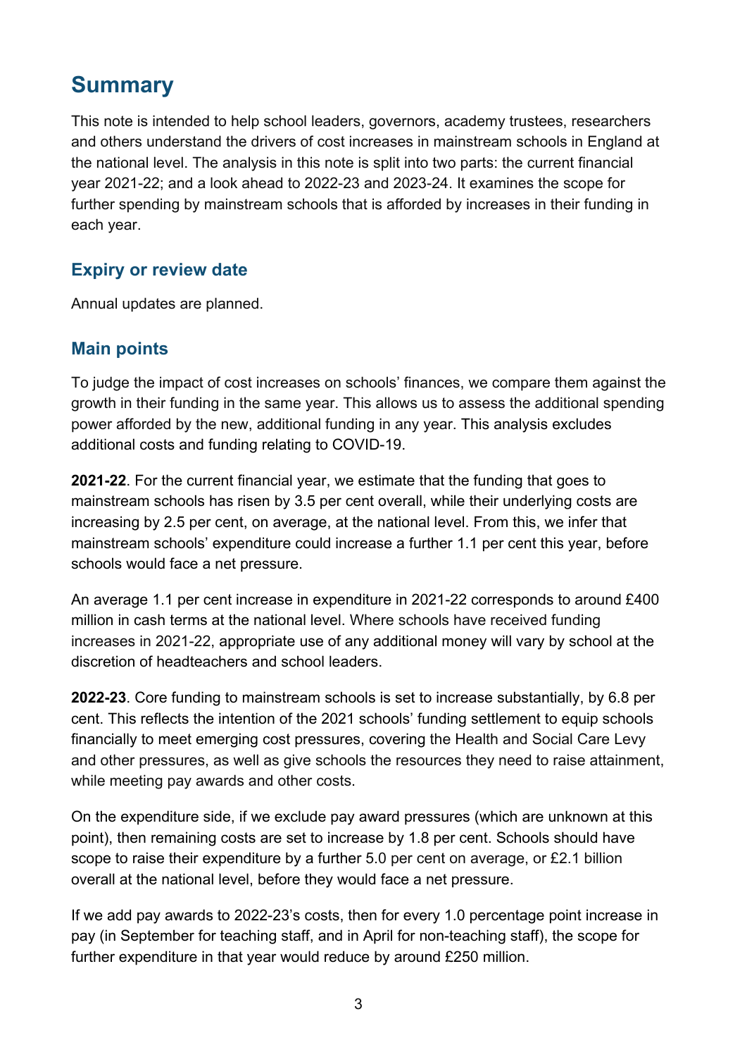# Summary

This note is intended to help school leaders, governors, academy trustees, researchers and others understand the drivers of cost increases in mainstream schools in England at the national level. The analysis in this note is split into two parts: the current financial year 2021-22; and a look ahead to 2022-23 and 2023-24. It examines the scope for further spending by mainstream schools that is afforded by increases in their funding in each year.

## Expiry or review date

Annual updates are planned.

## Main points

To judge the impact of cost increases on schools' finances, we compare them against the growth in their funding in the same year. This allows us to assess the additional spending power afforded by the new, additional funding in any year. This analysis excludes additional costs and funding relating to COVID-19.

**2021-22**. For the current financial year, we estimate that the funding that goes to mainstream schools has risen by 3.5 per cent overall, while their underlying costs are increasing by 2.5 per cent, on average, at the national level. From this, we infer that mainstream schools' expenditure could increase a further 1.1 per cent this year, before schools would face a net pressure.

An average 1.1 per cent increase in expenditure in 2021-22 corresponds to around £400 million in cash terms at the national level. Where schools have received funding increases in 2021-22, appropriate use of any additional money will vary by school at the discretion of headteachers and school leaders.

**2022-23**. Core funding to mainstream schools is set to increase substantially, by 6.8 per cent. This reflects the intention of the 2021 schools' funding settlement to equip schools financially to meet emerging cost pressures, covering the Health and Social Care Levy and other pressures, as well as give schools the resources they need to raise attainment, while meeting pay awards and other costs.

On the expenditure side, if we exclude pay award pressures (which are unknown at this point), then remaining costs are set to increase by 1.8 per cent. Schools should have scope to raise their expenditure by a further 5.0 per cent on average, or £2.1 billion overall at the national level, before they would face a net pressure.

If we add pay awards to 2022-23's costs, then for every 1.0 percentage point increase in pay (in September for teaching staff, and in April for non-teaching staff), the scope for further expenditure in that year would reduce by around £250 million.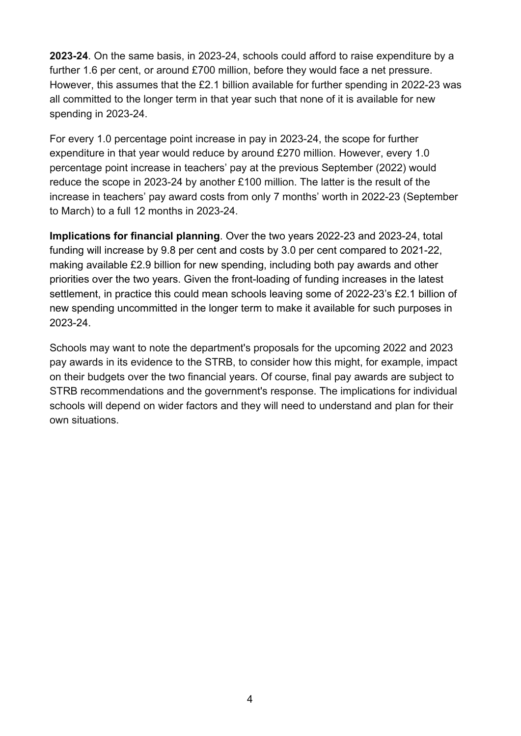**2023-24**. On the same basis, in 2023-24, schools could afford to raise expenditure by a further 1.6 per cent, or around £700 million, before they would face a net pressure. However, this assumes that the £2.1 billion available for further spending in 2022-23 was all committed to the longer term in that year such that none of it is available for new spending in 2023-24.

For every 1.0 percentage point increase in pay in 2023-24, the scope for further expenditure in that year would reduce by around £270 million. However, every 1.0 percentage point increase in teachers' pay at the previous September (2022) would reduce the scope in 2023-24 by another £100 million. The latter is the result of the increase in teachers' pay award costs from only 7 months' worth in 2022-23 (September to March) to a full 12 months in 2023-24.

**Implications for financial planning**. Over the two years 2022-23 and 2023-24, total funding will increase by 9.8 per cent and costs by 3.0 per cent compared to 2021-22, making available £2.9 billion for new spending, including both pay awards and other priorities over the two years. Given the front-loading of funding increases in the latest settlement, in practice this could mean schools leaving some of 2022-23's £2.1 billion of new spending uncommitted in the longer term to make it available for such purposes in 2023-24.

Schools may want to note the department's proposals for the upcoming 2022 and 2023 pay awards in its evidence to the STRB, to consider how this might, for example, impact on their budgets over the two financial years. Of course, final pay awards are subject to STRB recommendations and the government's response. The implications for individual schools will depend on wider factors and they will need to understand and plan for their own situations.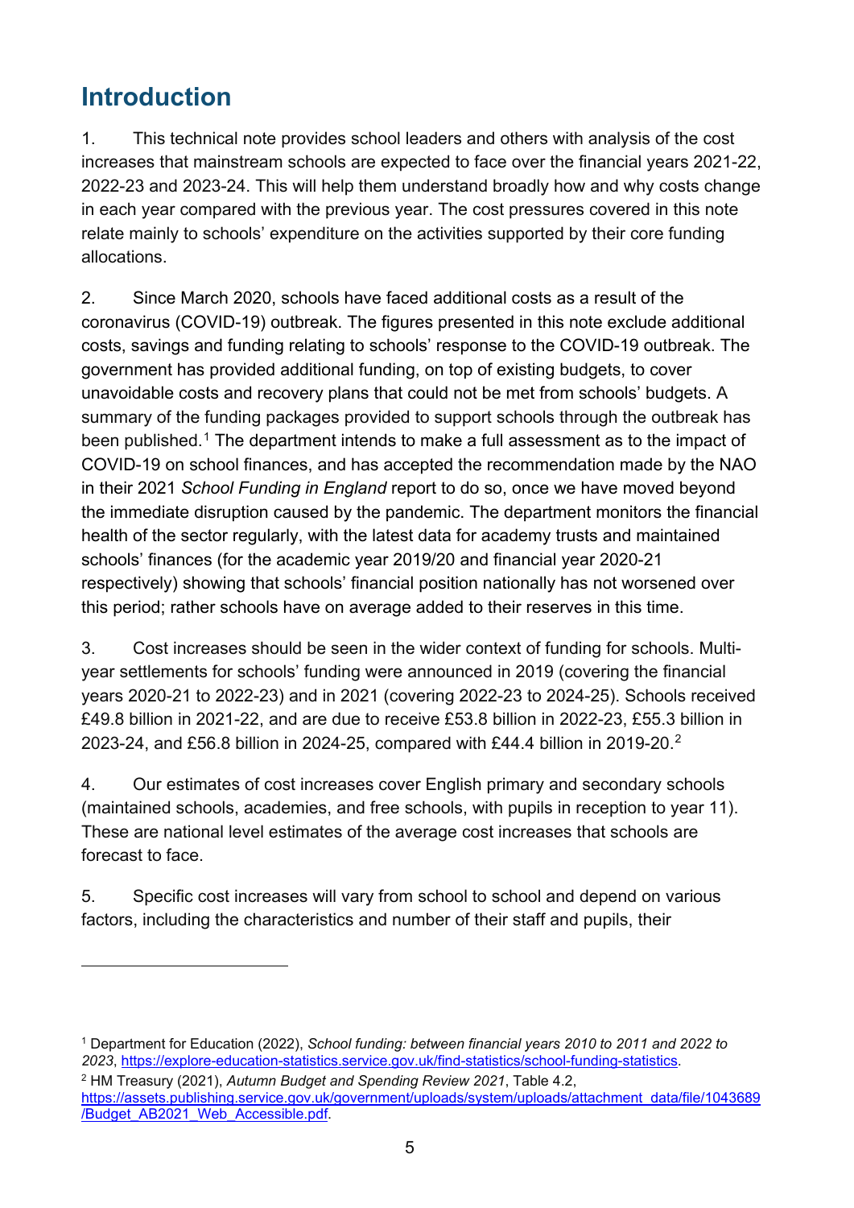## Introduction

1. This technical note provides school leaders and others with analysis of the cost increases that mainstream schools are expected to face over the financial years 2021-22, 2022-23 and 2023-24. This will help them understand broadly how and why costs change in each year compared with the previous year. The cost pressures covered in this note relate mainly to schools' expenditure on the activities supported by their core funding allocations.

2. Since March 2020, schools have faced additional costs as a result of the coronavirus (COVID-19) outbreak. The figures presented in this note exclude additional costs, savings and funding relating to schools' response to the COVID-19 outbreak. The government has provided additional funding, on top of existing budgets, to cover unavoidable costs and recovery plans that could not be met from schools' budgets. A summary of the funding packages provided to support schools through the outbreak has been published.[1] The department intends to make a full assessment as to the impact of COVID-19 on school finances, and has accepted the recommendation made by the NAO in their 2021 *School Funding in England* report to do so, once we have moved beyond the immediate disruption caused by the pandemic. The department monitors the financial health of the sector regularly, with the latest data for academy trusts and maintained schools' finances (for the academic year 2019/20 and financial year 2020-21 respectively) showing that schools' financial position nationally has not worsened over this period; rather schools have on average added to their reserves in this time.

3. Cost increases should be seen in the wider context of funding for schools. Multi-year settlements for schools' funding were announced in 2019 (covering the financial years 2020-21 to 2022-23) and in 2021 (covering 2022-23 to 2024-25). Schools received £49.8 billion in 2021-22, and are due to receive £53.8 billion in 2022-23, £55.3 billion in 2023-24, and £56.8 billion in 2024-25, compared with £44.4 billion in 2019-20.[2]

4. Our estimates of cost increases cover English primary and secondary schools (maintained schools, academies, and free schools, with pupils in reception to year 11). These are national level estimates of the average cost increases that schools are forecast to face.

5. Specific cost increases will vary from school to school and depend on various factors, including the characteristics and number of their staff and pupils, their

---

[1] Department for Education (2022), *School funding: between financial years 2010 to 2011 and 2022 to 2023*, https://explore-education-statistics.service.gov.uk/find-statistics/school-funding-statistics.

[2] HM Treasury (2021), *Autumn Budget and Spending Review 2021*, Table 4.2, https://assets.publishing.service.gov.uk/government/uploads/system/uploads/attachment_data/file/1043689/Budget_AB2021_Web_Accessible.pdf.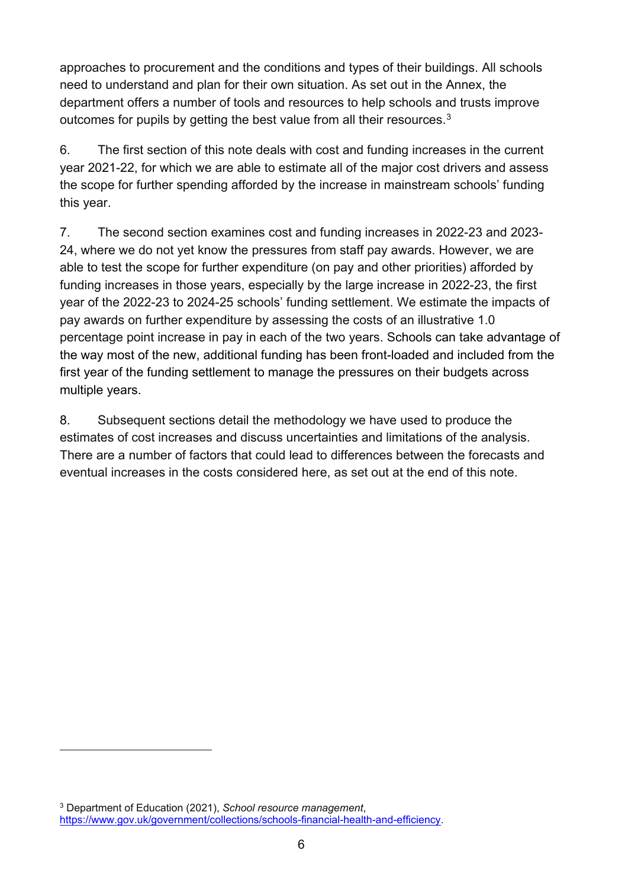approaches to procurement and the conditions and types of their buildings. All schools need to understand and plan for their own situation. As set out in the Annex, the department offers a number of tools and resources to help schools and trusts improve outcomes for pupils by getting the best value from all their resources.[3]

6. The first section of this note deals with cost and funding increases in the current year 2021-22, for which we are able to estimate all of the major cost drivers and assess the scope for further spending afforded by the increase in mainstream schools' funding this year.

7. The second section examines cost and funding increases in 2022-23 and 2023-24, where we do not yet know the pressures from staff pay awards. However, we are able to test the scope for further expenditure (on pay and other priorities) afforded by funding increases in those years, especially by the large increase in 2022-23, the first year of the 2022-23 to 2024-25 schools' funding settlement. We estimate the impacts of pay awards on further expenditure by assessing the costs of an illustrative 1.0 percentage point increase in pay in each of the two years. Schools can take advantage of the way most of the new, additional funding has been front-loaded and included from the first year of the funding settlement to manage the pressures on their budgets across multiple years.

8. Subsequent sections detail the methodology we have used to produce the estimates of cost increases and discuss uncertainties and limitations of the analysis. There are a number of factors that could lead to differences between the forecasts and eventual increases in the costs considered here, as set out at the end of this note.

---

[3] Department of Education (2021), *School resource management*, https://www.gov.uk/government/collections/schools-financial-health-and-efficiency.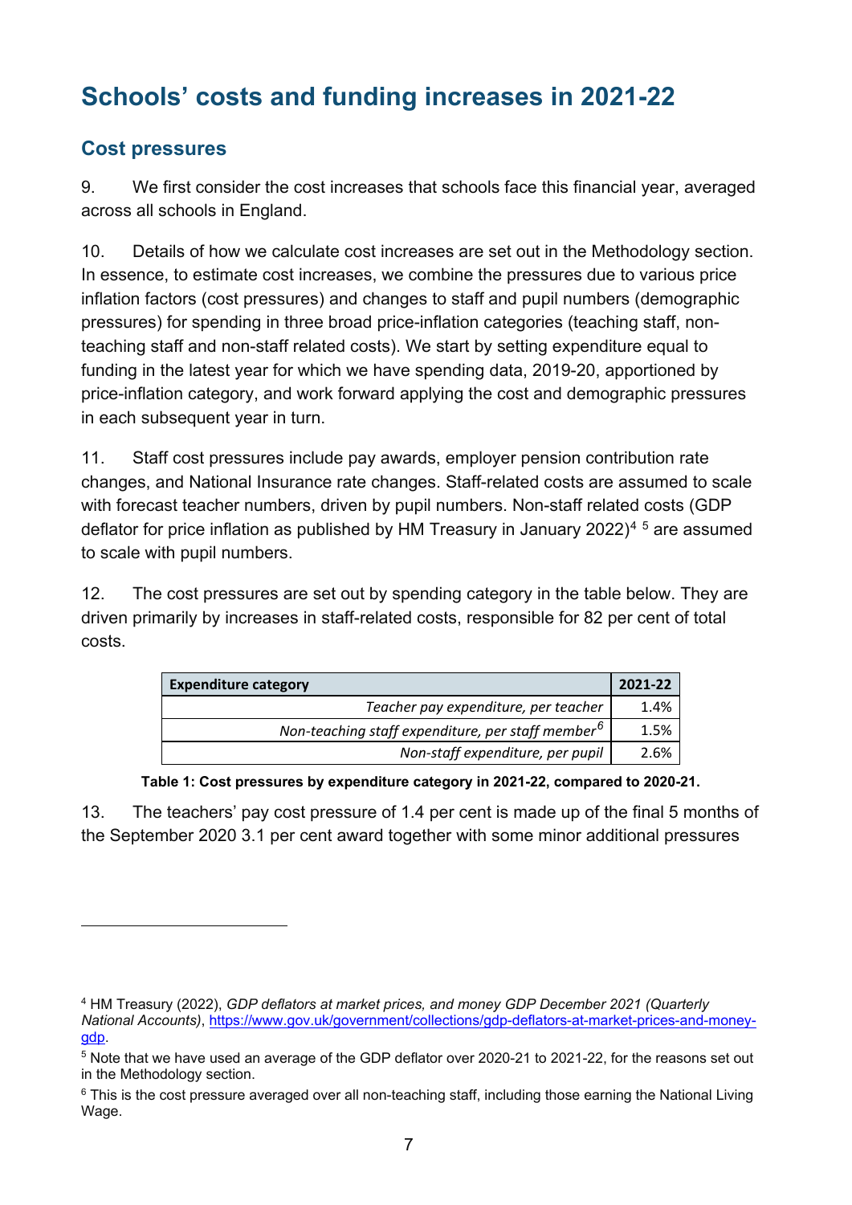# Schools' costs and funding increases in 2021-22

## Cost pressures

9. We first consider the cost increases that schools face this financial year, averaged across all schools in England.

10. Details of how we calculate cost increases are set out in the Methodology section. In essence, to estimate cost increases, we combine the pressures due to various price inflation factors (cost pressures) and changes to staff and pupil numbers (demographic pressures) for spending in three broad price-inflation categories (teaching staff, non-teaching staff and non-staff related costs). We start by setting expenditure equal to funding in the latest year for which we have spending data, 2019-20, apportioned by price-inflation category, and work forward applying the cost and demographic pressures in each subsequent year in turn.

11. Staff cost pressures include pay awards, employer pension contribution rate changes, and National Insurance rate changes. Staff-related costs are assumed to scale with forecast teacher numbers, driven by pupil numbers. Non-staff related costs (GDP deflator for price inflation as published by HM Treasury in January 2022)[4] [5] are assumed to scale with pupil numbers.

12. The cost pressures are set out by spending category in the table below. They are driven primarily by increases in staff-related costs, responsible for 82 per cent of total costs.

| Expenditure category | 2021-22 |
|---|---|
| *Teacher pay expenditure, per teacher* | 1.4% |
| *Non-teaching staff expenditure, per staff member*[6] | 1.5% |
| *Non-staff expenditure, per pupil* | 2.6% |

**Table 1: Cost pressures by expenditure category in 2021-22, compared to 2020-21.**

13. The teachers' pay cost pressure of 1.4 per cent is made up of the final 5 months of the September 2020 3.1 per cent award together with some minor additional pressures

---

[4] HM Treasury (2022), *GDP deflators at market prices, and money GDP December 2021 (Quarterly National Accounts)*, https://www.gov.uk/government/collections/gdp-deflators-at-market-prices-and-money-gdp.

[5] Note that we have used an average of the GDP deflator over 2020-21 to 2021-22, for the reasons set out in the Methodology section.

[6] This is the cost pressure averaged over all non-teaching staff, including those earning the National Living Wage.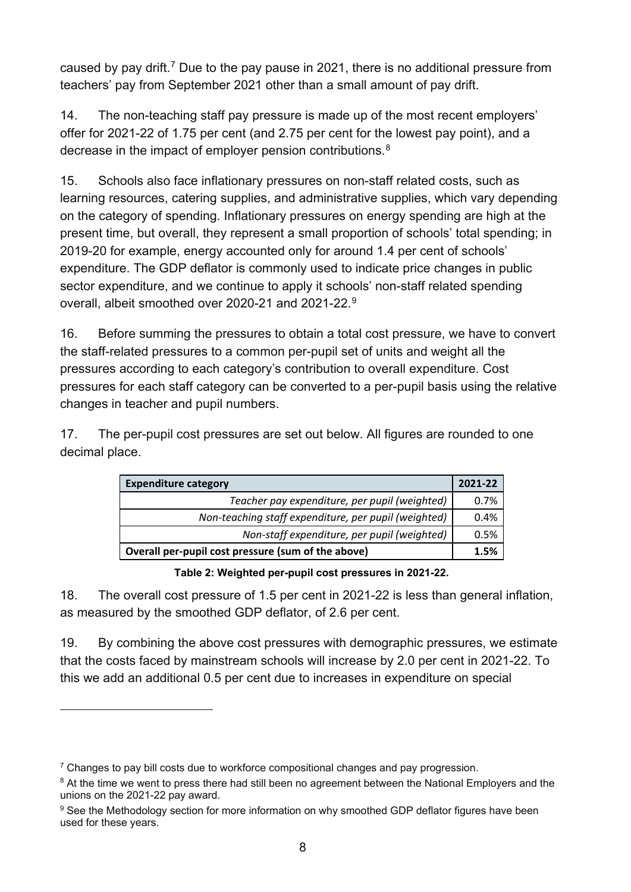caused by pay drift.[7] Due to the pay pause in 2021, there is no additional pressure from teachers' pay from September 2021 other than a small amount of pay drift.

14. The non-teaching staff pay pressure is made up of the most recent employers' offer for 2021-22 of 1.75 per cent (and 2.75 per cent for the lowest pay point), and a decrease in the impact of employer pension contributions.[8]

15. Schools also face inflationary pressures on non-staff related costs, such as learning resources, catering supplies, and administrative supplies, which vary depending on the category of spending. Inflationary pressures on energy spending are high at the present time, but overall, they represent a small proportion of schools' total spending; in 2019-20 for example, energy accounted only for around 1.4 per cent of schools' expenditure. The GDP deflator is commonly used to indicate price changes in public sector expenditure, and we continue to apply it schools' non-staff related spending overall, albeit smoothed over 2020-21 and 2021-22.[9]

16. Before summing the pressures to obtain a total cost pressure, we have to convert the staff-related pressures to a common per-pupil set of units and weight all the pressures according to each category's contribution to overall expenditure. Cost pressures for each staff category can be converted to a per-pupil basis using the relative changes in teacher and pupil numbers.

17. The per-pupil cost pressures are set out below. All figures are rounded to one decimal place.

| **Expenditure category** | **2021-22** |
| --- | --- |
| *Teacher pay expenditure, per pupil (weighted)* | 0.7% |
| *Non-teaching staff expenditure, per pupil (weighted)* | 0.4% |
| *Non-staff expenditure, per pupil (weighted)* | 0.5% |
| **Overall per-pupil cost pressure (sum of the above)** | **1.5%** |

**Table 2: Weighted per-pupil cost pressures in 2021-22.**

18. The overall cost pressure of 1.5 per cent in 2021-22 is less than general inflation, as measured by the smoothed GDP deflator, of 2.6 per cent.

19. By combining the above cost pressures with demographic pressures, we estimate that the costs faced by mainstream schools will increase by 2.0 per cent in 2021-22. To this we add an additional 0.5 per cent due to increases in expenditure on special

[7] Changes to pay bill costs due to workforce compositional changes and pay progression.

[8] At the time we went to press there had still been no agreement between the National Employers and the unions on the 2021-22 pay award.

[9] See the Methodology section for more information on why smoothed GDP deflator figures have been used for these years.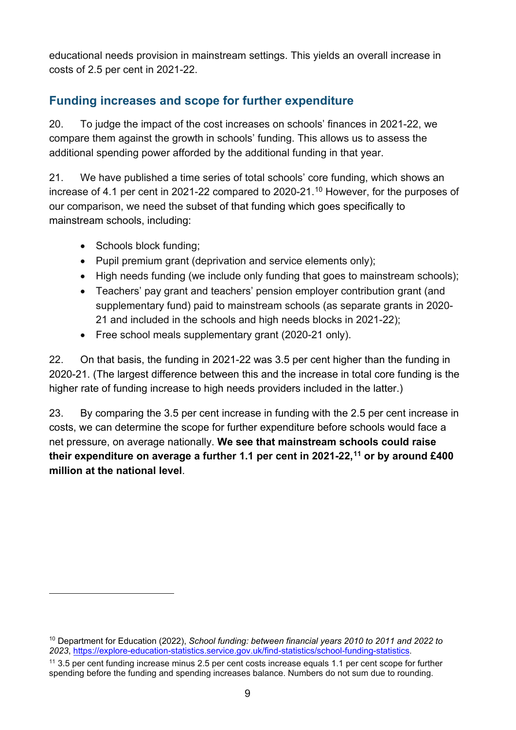educational needs provision in mainstream settings. This yields an overall increase in costs of 2.5 per cent in 2021-22.

## Funding increases and scope for further expenditure

20. To judge the impact of the cost increases on schools' finances in 2021-22, we compare them against the growth in schools' funding. This allows us to assess the additional spending power afforded by the additional funding in that year.

21. We have published a time series of total schools' core funding, which shows an increase of 4.1 per cent in 2021-22 compared to 2020-21.[10] However, for the purposes of our comparison, we need the subset of that funding which goes specifically to mainstream schools, including:

- Schools block funding;
- Pupil premium grant (deprivation and service elements only);
- High needs funding (we include only funding that goes to mainstream schools);
- Teachers' pay grant and teachers' pension employer contribution grant (and supplementary fund) paid to mainstream schools (as separate grants in 2020-21 and included in the schools and high needs blocks in 2021-22);
- Free school meals supplementary grant (2020-21 only).

22. On that basis, the funding in 2021-22 was 3.5 per cent higher than the funding in 2020-21. (The largest difference between this and the increase in total core funding is the higher rate of funding increase to high needs providers included in the latter.)

23. By comparing the 3.5 per cent increase in funding with the 2.5 per cent increase in costs, we can determine the scope for further expenditure before schools would face a net pressure, on average nationally. **We see that mainstream schools could raise their expenditure on average a further 1.1 per cent in 2021-22,[11] or by around £400 million at the national level**.

---

[10] Department for Education (2022), *School funding: between financial years 2010 to 2011 and 2022 to 2023*, https://explore-education-statistics.service.gov.uk/find-statistics/school-funding-statistics.

[11] 3.5 per cent funding increase minus 2.5 per cent costs increase equals 1.1 per cent scope for further spending before the funding and spending increases balance. Numbers do not sum due to rounding.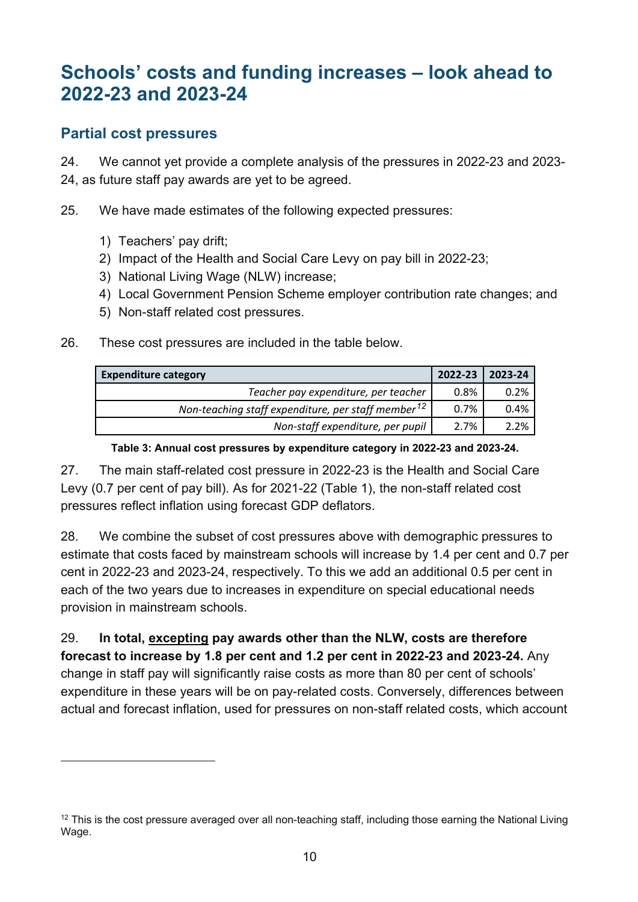# Schools' costs and funding increases – look ahead to 2022-23 and 2023-24

## Partial cost pressures

24. We cannot yet provide a complete analysis of the pressures in 2022-23 and 2023-24, as future staff pay awards are yet to be agreed.

25. We have made estimates of the following expected pressures:

1) Teachers' pay drift;
2) Impact of the Health and Social Care Levy on pay bill in 2022-23;
3) National Living Wage (NLW) increase;
4) Local Government Pension Scheme employer contribution rate changes; and
5) Non-staff related cost pressures.

26. These cost pressures are included in the table below.

| Expenditure category | 2022-23 | 2023-24 |
|---|---|---|
| *Teacher pay expenditure, per teacher* | 0.8% | 0.2% |
| *Non-teaching staff expenditure, per staff member*[12] | 0.7% | 0.4% |
| *Non-staff expenditure, per pupil* | 2.7% | 2.2% |

**Table 3: Annual cost pressures by expenditure category in 2022-23 and 2023-24.**

27. The main staff-related cost pressure in 2022-23 is the Health and Social Care Levy (0.7 per cent of pay bill). As for 2021-22 (Table 1), the non-staff related cost pressures reflect inflation using forecast GDP deflators.

28. We combine the subset of cost pressures above with demographic pressures to estimate that costs faced by mainstream schools will increase by 1.4 per cent and 0.7 per cent in 2022-23 and 2023-24, respectively. To this we add an additional 0.5 per cent in each of the two years due to increases in expenditure on special educational needs provision in mainstream schools.

29. **In total, excepting pay awards other than the NLW, costs are therefore forecast to increase by 1.8 per cent and 1.2 per cent in 2022-23 and 2023-24.** Any change in staff pay will significantly raise costs as more than 80 per cent of schools' expenditure in these years will be on pay-related costs. Conversely, differences between actual and forecast inflation, used for pressures on non-staff related costs, which account

[12] This is the cost pressure averaged over all non-teaching staff, including those earning the National Living Wage.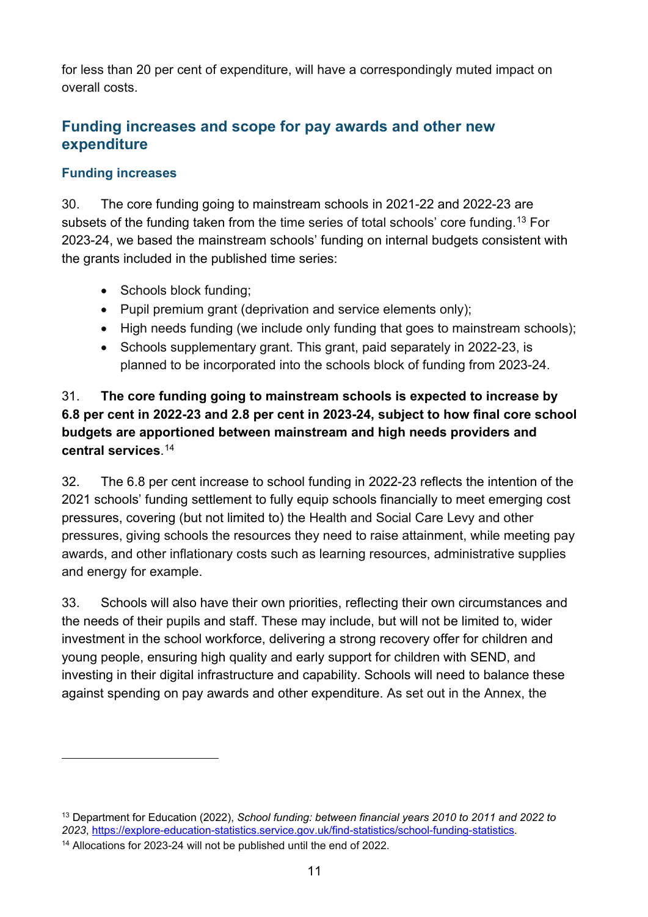for less than 20 per cent of expenditure, will have a correspondingly muted impact on overall costs.

## Funding increases and scope for pay awards and other new expenditure

### Funding increases

30. The core funding going to mainstream schools in 2021-22 and 2022-23 are subsets of the funding taken from the time series of total schools' core funding.[13] For 2023-24, we based the mainstream schools' funding on internal budgets consistent with the grants included in the published time series:

- Schools block funding;
- Pupil premium grant (deprivation and service elements only);
- High needs funding (we include only funding that goes to mainstream schools);
- Schools supplementary grant. This grant, paid separately in 2022-23, is planned to be incorporated into the schools block of funding from 2023-24.

31. **The core funding going to mainstream schools is expected to increase by 6.8 per cent in 2022-23 and 2.8 per cent in 2023-24, subject to how final core school budgets are apportioned between mainstream and high needs providers and central services**.[14]

32. The 6.8 per cent increase to school funding in 2022-23 reflects the intention of the 2021 schools' funding settlement to fully equip schools financially to meet emerging cost pressures, covering (but not limited to) the Health and Social Care Levy and other pressures, giving schools the resources they need to raise attainment, while meeting pay awards, and other inflationary costs such as learning resources, administrative supplies and energy for example.

33. Schools will also have their own priorities, reflecting their own circumstances and the needs of their pupils and staff. These may include, but will not be limited to, wider investment in the school workforce, delivering a strong recovery offer for children and young people, ensuring high quality and early support for children with SEND, and investing in their digital infrastructure and capability. Schools will need to balance these against spending on pay awards and other expenditure. As set out in the Annex, the

---

[13] Department for Education (2022), *School funding: between financial years 2010 to 2011 and 2022 to 2023*, https://explore-education-statistics.service.gov.uk/find-statistics/school-funding-statistics.

[14] Allocations for 2023-24 will not be published until the end of 2022.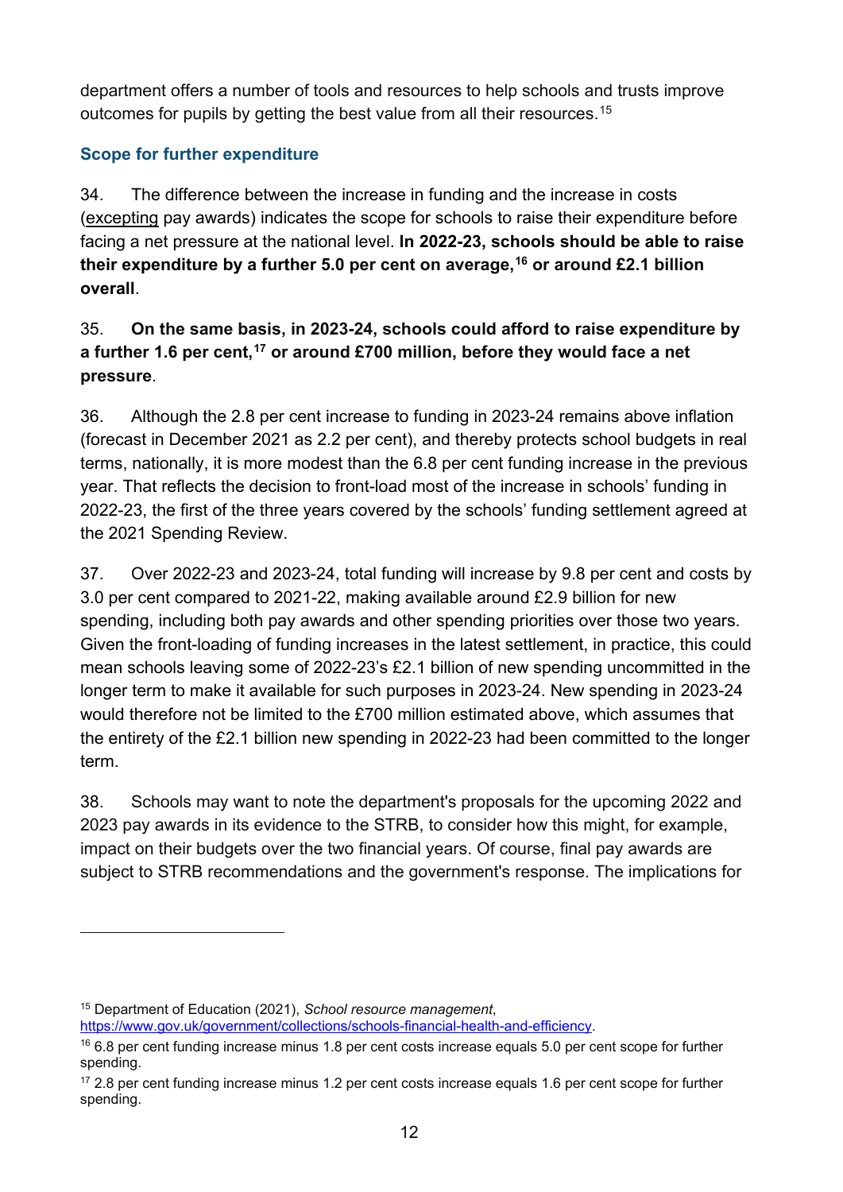department offers a number of tools and resources to help schools and trusts improve outcomes for pupils by getting the best value from all their resources.[15]

### Scope for further expenditure

34. The difference between the increase in funding and the increase in costs (excepting pay awards) indicates the scope for schools to raise their expenditure before facing a net pressure at the national level. **In 2022-23, schools should be able to raise their expenditure by a further 5.0 per cent on average,[16] or around £2.1 billion overall**.

35. **On the same basis, in 2023-24, schools could afford to raise expenditure by a further 1.6 per cent,[17] or around £700 million, before they would face a net pressure**.

36. Although the 2.8 per cent increase to funding in 2023-24 remains above inflation (forecast in December 2021 as 2.2 per cent), and thereby protects school budgets in real terms, nationally, it is more modest than the 6.8 per cent funding increase in the previous year. That reflects the decision to front-load most of the increase in schools' funding in 2022-23, the first of the three years covered by the schools' funding settlement agreed at the 2021 Spending Review.

37. Over 2022-23 and 2023-24, total funding will increase by 9.8 per cent and costs by 3.0 per cent compared to 2021-22, making available around £2.9 billion for new spending, including both pay awards and other spending priorities over those two years. Given the front-loading of funding increases in the latest settlement, in practice, this could mean schools leaving some of 2022-23's £2.1 billion of new spending uncommitted in the longer term to make it available for such purposes in 2023-24. New spending in 2023-24 would therefore not be limited to the £700 million estimated above, which assumes that the entirety of the £2.1 billion new spending in 2022-23 had been committed to the longer term.

38. Schools may want to note the department's proposals for the upcoming 2022 and 2023 pay awards in its evidence to the STRB, to consider how this might, for example, impact on their budgets over the two financial years. Of course, final pay awards are subject to STRB recommendations and the government's response. The implications for

---

[15] Department of Education (2021), *School resource management*, https://www.gov.uk/government/collections/schools-financial-health-and-efficiency.

[16] 6.8 per cent funding increase minus 1.8 per cent costs increase equals 5.0 per cent scope for further spending.

[17] 2.8 per cent funding increase minus 1.2 per cent costs increase equals 1.6 per cent scope for further spending.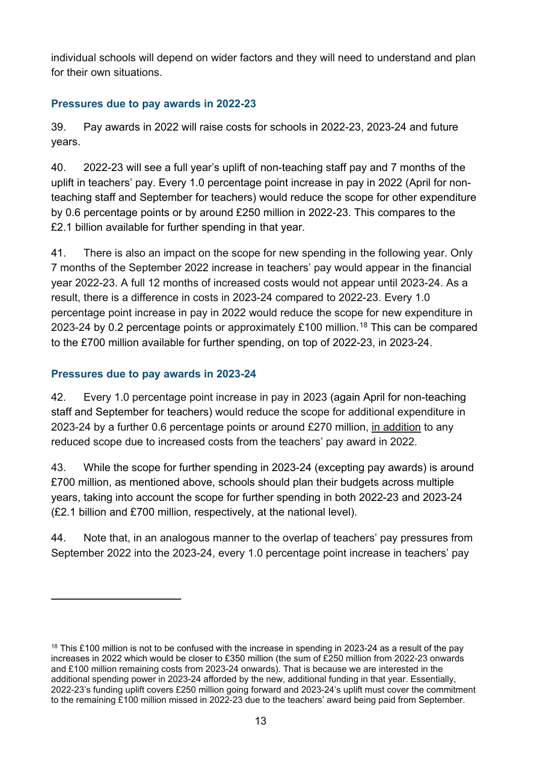individual schools will depend on wider factors and they will need to understand and plan for their own situations.

### Pressures due to pay awards in 2022-23

39. Pay awards in 2022 will raise costs for schools in 2022-23, 2023-24 and future years.

40. 2022-23 will see a full year's uplift of non-teaching staff pay and 7 months of the uplift in teachers' pay. Every 1.0 percentage point increase in pay in 2022 (April for non-teaching staff and September for teachers) would reduce the scope for other expenditure by 0.6 percentage points or by around £250 million in 2022-23. This compares to the £2.1 billion available for further spending in that year.

41. There is also an impact on the scope for new spending in the following year. Only 7 months of the September 2022 increase in teachers' pay would appear in the financial year 2022-23. A full 12 months of increased costs would not appear until 2023-24. As a result, there is a difference in costs in 2023-24 compared to 2022-23. Every 1.0 percentage point increase in pay in 2022 would reduce the scope for new expenditure in 2023-24 by 0.2 percentage points or approximately £100 million.[18] This can be compared to the £700 million available for further spending, on top of 2022-23, in 2023-24.

### Pressures due to pay awards in 2023-24

42. Every 1.0 percentage point increase in pay in 2023 (again April for non-teaching staff and September for teachers) would reduce the scope for additional expenditure in 2023-24 by a further 0.6 percentage points or around £270 million, <u>in addition</u> to any reduced scope due to increased costs from the teachers' pay award in 2022.

43. While the scope for further spending in 2023-24 (excepting pay awards) is around £700 million, as mentioned above, schools should plan their budgets across multiple years, taking into account the scope for further spending in both 2022-23 and 2023-24 (£2.1 billion and £700 million, respectively, at the national level).

44. Note that, in an analogous manner to the overlap of teachers' pay pressures from September 2022 into the 2023-24, every 1.0 percentage point increase in teachers' pay

---

[18] This £100 million is not to be confused with the increase in spending in 2023-24 as a result of the pay increases in 2022 which would be closer to £350 million (the sum of £250 million from 2022-23 onwards and £100 million remaining costs from 2023-24 onwards). That is because we are interested in the additional spending power in 2023-24 afforded by the new, additional funding in that year. Essentially, 2022-23's funding uplift covers £250 million going forward and 2023-24's uplift must cover the commitment to the remaining £100 million missed in 2022-23 due to the teachers' award being paid from September.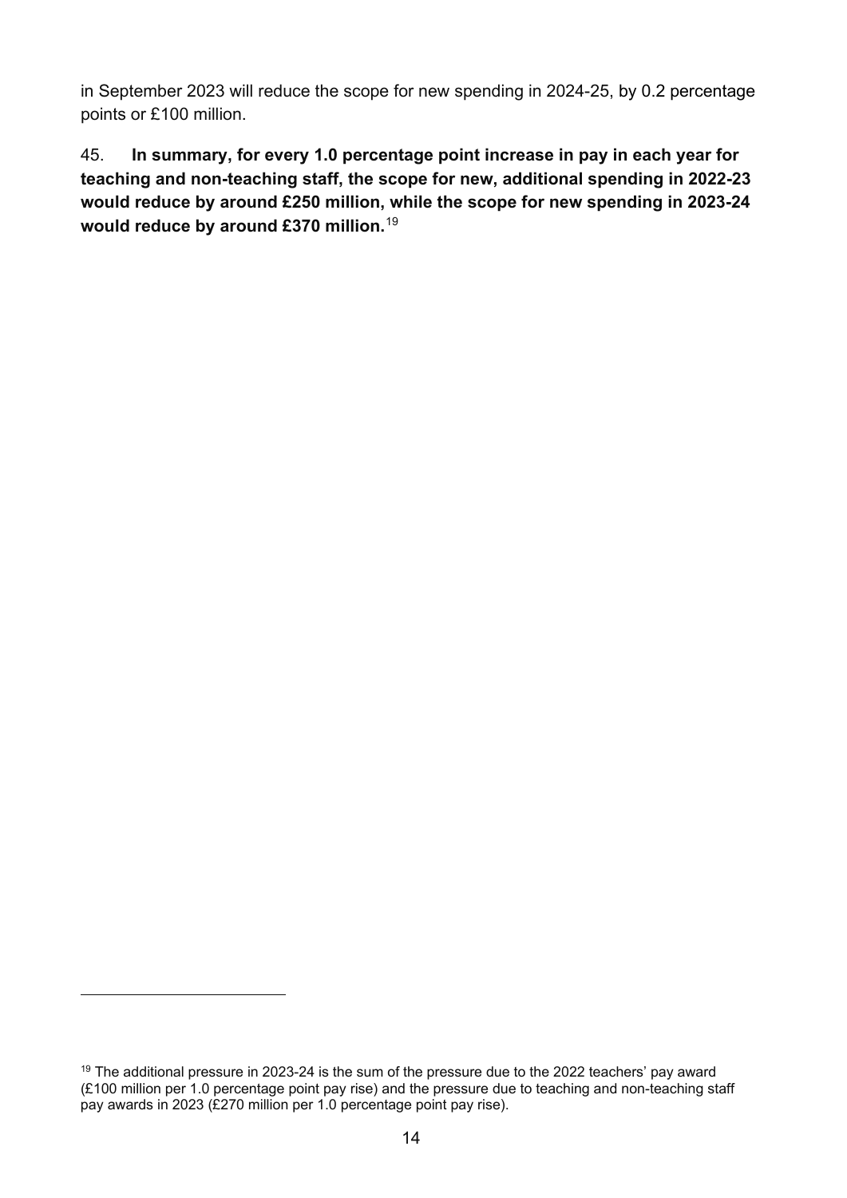in September 2023 will reduce the scope for new spending in 2024-25, by 0.2 percentage points or £100 million.

45. **In summary, for every 1.0 percentage point increase in pay in each year for teaching and non-teaching staff, the scope for new, additional spending in 2022-23 would reduce by around £250 million, while the scope for new spending in 2023-24 would reduce by around £370 million.**[19]

---

[19] The additional pressure in 2023-24 is the sum of the pressure due to the 2022 teachers' pay award (£100 million per 1.0 percentage point pay rise) and the pressure due to teaching and non-teaching staff pay awards in 2023 (£270 million per 1.0 percentage point pay rise).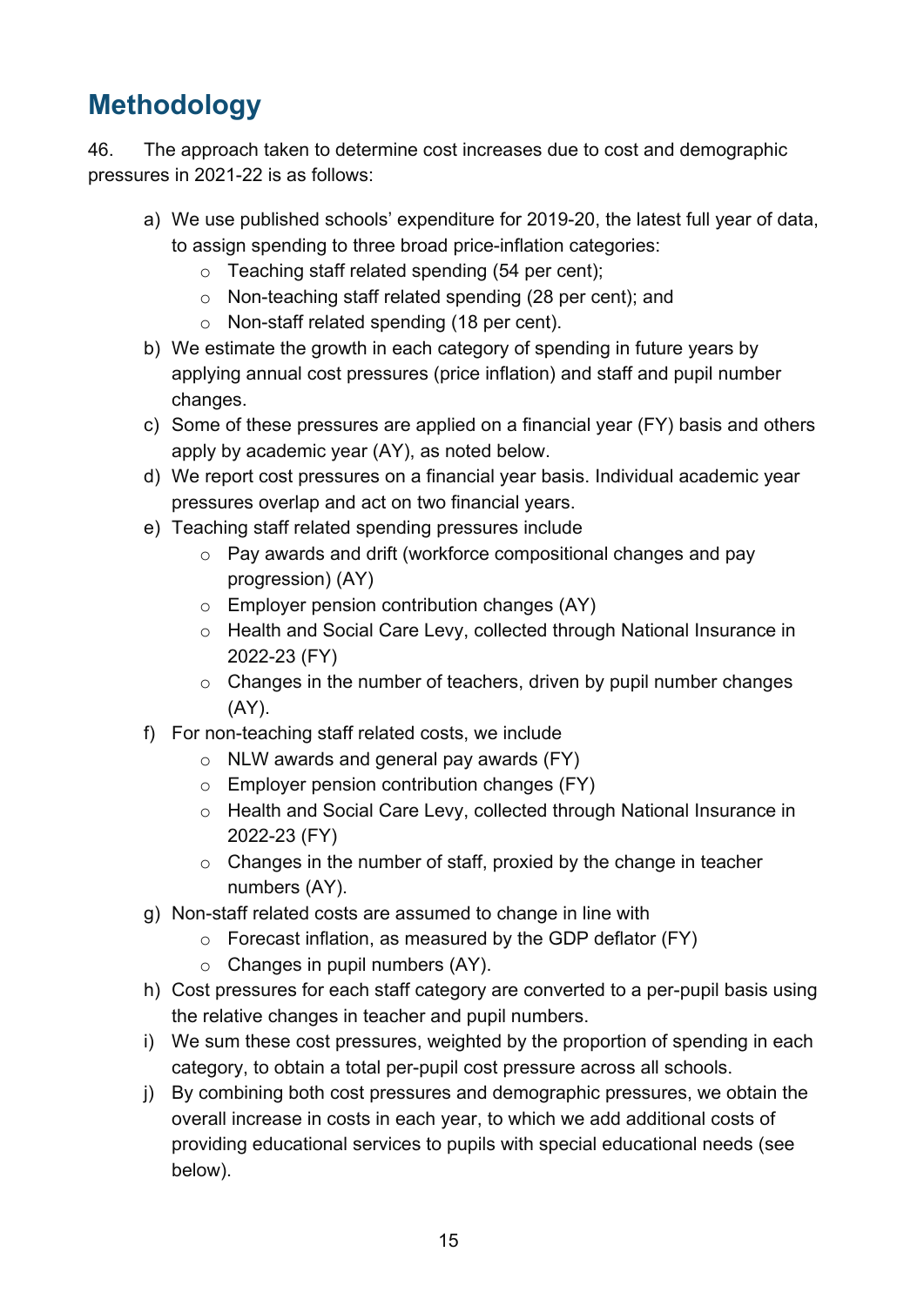## Methodology

46. The approach taken to determine cost increases due to cost and demographic pressures in 2021-22 is as follows:

a) We use published schools' expenditure for 2019-20, the latest full year of data, to assign spending to three broad price-inflation categories:
   - Teaching staff related spending (54 per cent);
   - Non-teaching staff related spending (28 per cent); and
   - Non-staff related spending (18 per cent).

b) We estimate the growth in each category of spending in future years by applying annual cost pressures (price inflation) and staff and pupil number changes.

c) Some of these pressures are applied on a financial year (FY) basis and others apply by academic year (AY), as noted below.

d) We report cost pressures on a financial year basis. Individual academic year pressures overlap and act on two financial years.

e) Teaching staff related spending pressures include
   - Pay awards and drift (workforce compositional changes and pay progression) (AY)
   - Employer pension contribution changes (AY)
   - Health and Social Care Levy, collected through National Insurance in 2022-23 (FY)
   - Changes in the number of teachers, driven by pupil number changes (AY).

f) For non-teaching staff related costs, we include
   - NLW awards and general pay awards (FY)
   - Employer pension contribution changes (FY)
   - Health and Social Care Levy, collected through National Insurance in 2022-23 (FY)
   - Changes in the number of staff, proxied by the change in teacher numbers (AY).

g) Non-staff related costs are assumed to change in line with
   - Forecast inflation, as measured by the GDP deflator (FY)
   - Changes in pupil numbers (AY).

h) Cost pressures for each staff category are converted to a per-pupil basis using the relative changes in teacher and pupil numbers.

i) We sum these cost pressures, weighted by the proportion of spending in each category, to obtain a total per-pupil cost pressure across all schools.

j) By combining both cost pressures and demographic pressures, we obtain the overall increase in costs in each year, to which we add additional costs of providing educational services to pupils with special educational needs (see below).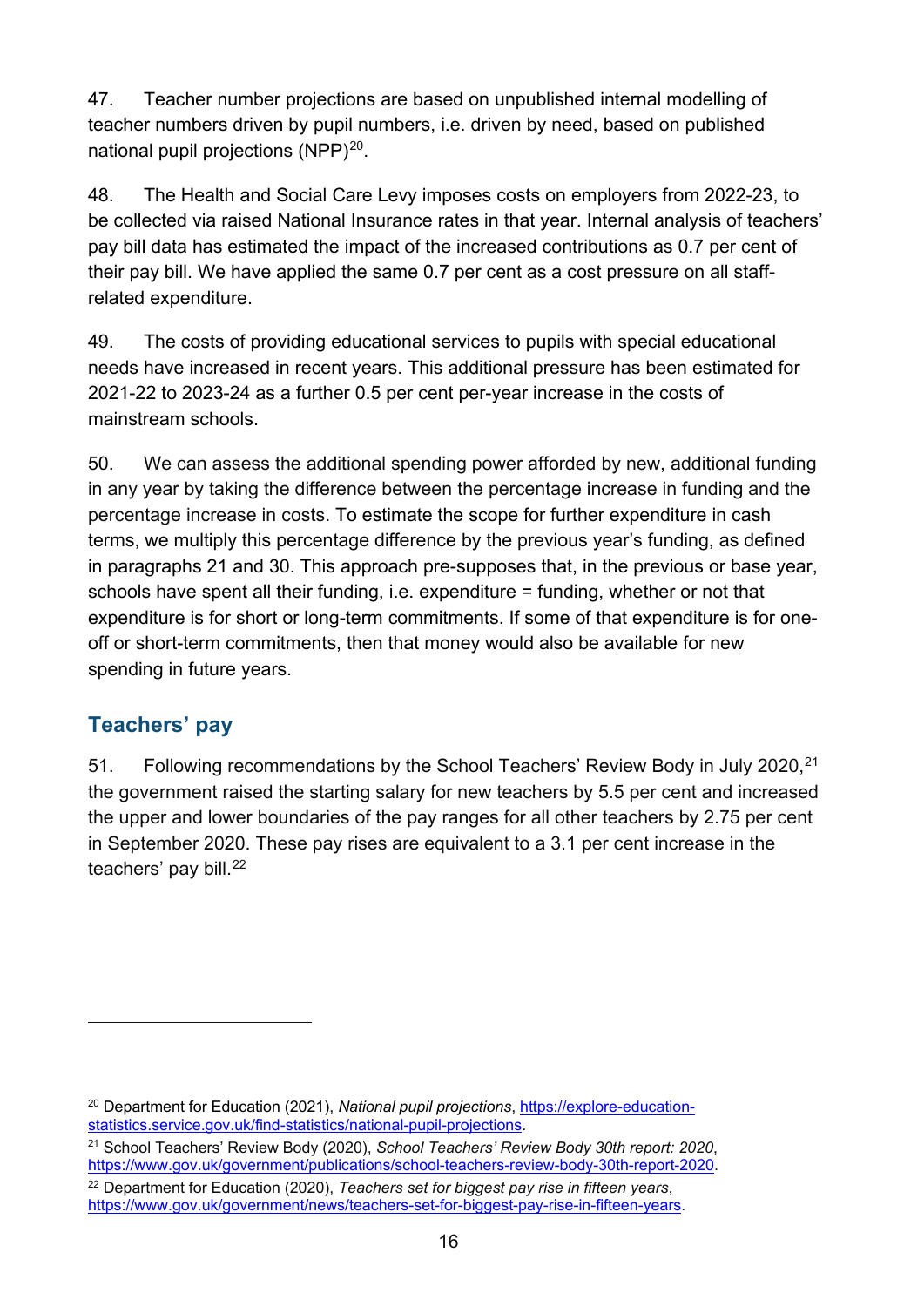47. Teacher number projections are based on unpublished internal modelling of teacher numbers driven by pupil numbers, i.e. driven by need, based on published national pupil projections (NPP)[20].

48. The Health and Social Care Levy imposes costs on employers from 2022-23, to be collected via raised National Insurance rates in that year. Internal analysis of teachers' pay bill data has estimated the impact of the increased contributions as 0.7 per cent of their pay bill. We have applied the same 0.7 per cent as a cost pressure on all staff-related expenditure.

49. The costs of providing educational services to pupils with special educational needs have increased in recent years. This additional pressure has been estimated for 2021-22 to 2023-24 as a further 0.5 per cent per-year increase in the costs of mainstream schools.

50. We can assess the additional spending power afforded by new, additional funding in any year by taking the difference between the percentage increase in funding and the percentage increase in costs. To estimate the scope for further expenditure in cash terms, we multiply this percentage difference by the previous year's funding, as defined in paragraphs 21 and 30. This approach pre-supposes that, in the previous or base year, schools have spent all their funding, i.e. expenditure = funding, whether or not that expenditure is for short or long-term commitments. If some of that expenditure is for one-off or short-term commitments, then that money would also be available for new spending in future years.

## Teachers' pay

51. Following recommendations by the School Teachers' Review Body in July 2020,[21] the government raised the starting salary for new teachers by 5.5 per cent and increased the upper and lower boundaries of the pay ranges for all other teachers by 2.75 per cent in September 2020. These pay rises are equivalent to a 3.1 per cent increase in the teachers' pay bill.[22]

---

[20] Department for Education (2021), *National pupil projections*, https://explore-education-statistics.service.gov.uk/find-statistics/national-pupil-projections.

[21] School Teachers' Review Body (2020), *School Teachers' Review Body 30th report: 2020*, https://www.gov.uk/government/publications/school-teachers-review-body-30th-report-2020.

[22] Department for Education (2020), *Teachers set for biggest pay rise in fifteen years*, https://www.gov.uk/government/news/teachers-set-for-biggest-pay-rise-in-fifteen-years.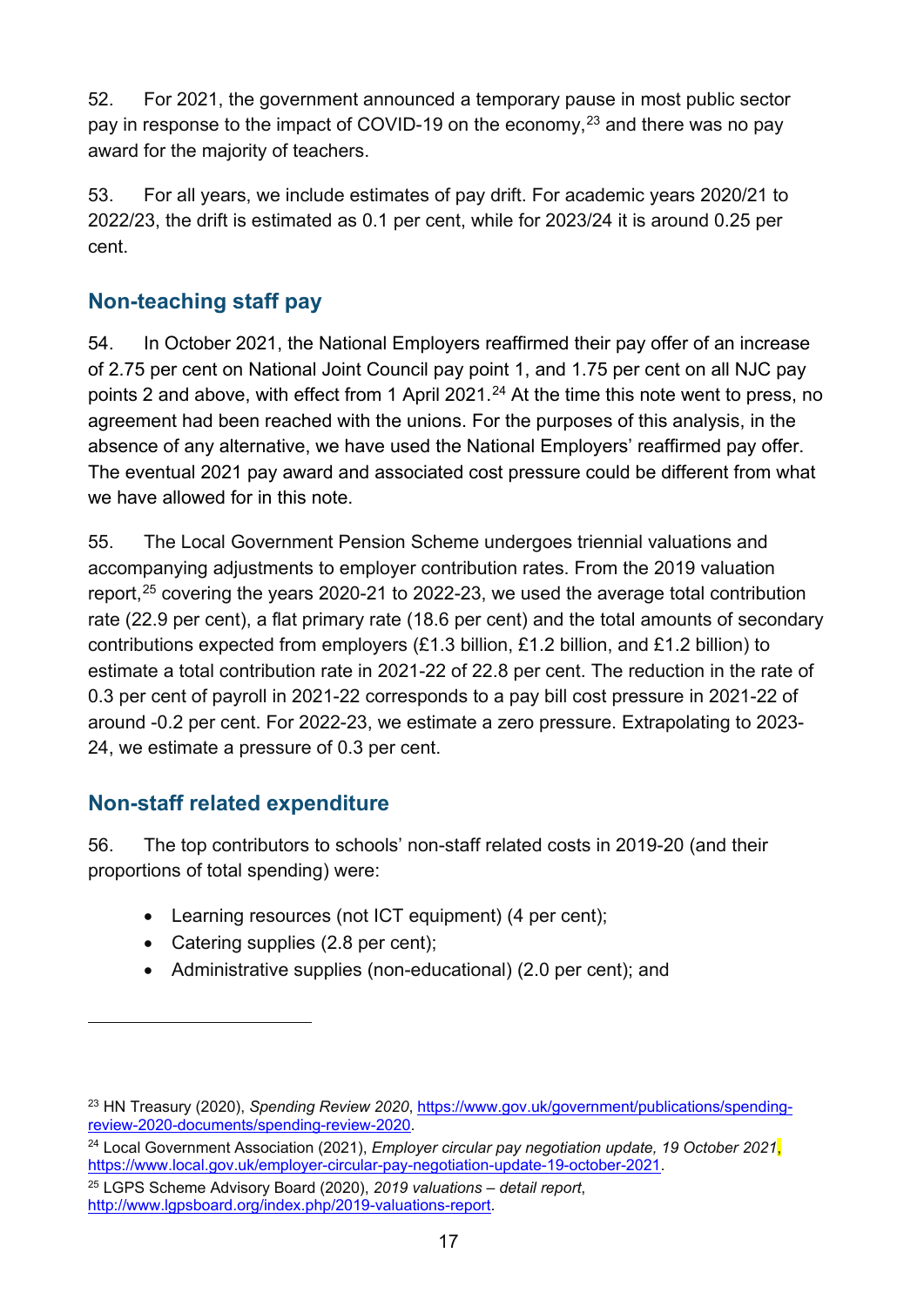52. For 2021, the government announced a temporary pause in most public sector pay in response to the impact of COVID-19 on the economy,[23] and there was no pay award for the majority of teachers.

53. For all years, we include estimates of pay drift. For academic years 2020/21 to 2022/23, the drift is estimated as 0.1 per cent, while for 2023/24 it is around 0.25 per cent.

## Non-teaching staff pay

54. In October 2021, the National Employers reaffirmed their pay offer of an increase of 2.75 per cent on National Joint Council pay point 1, and 1.75 per cent on all NJC pay points 2 and above, with effect from 1 April 2021.[24] At the time this note went to press, no agreement had been reached with the unions. For the purposes of this analysis, in the absence of any alternative, we have used the National Employers' reaffirmed pay offer. The eventual 2021 pay award and associated cost pressure could be different from what we have allowed for in this note.

55. The Local Government Pension Scheme undergoes triennial valuations and accompanying adjustments to employer contribution rates. From the 2019 valuation report,[25] covering the years 2020-21 to 2022-23, we used the average total contribution rate (22.9 per cent), a flat primary rate (18.6 per cent) and the total amounts of secondary contributions expected from employers (£1.3 billion, £1.2 billion, and £1.2 billion) to estimate a total contribution rate in 2021-22 of 22.8 per cent. The reduction in the rate of 0.3 per cent of payroll in 2021-22 corresponds to a pay bill cost pressure in 2021-22 of around -0.2 per cent. For 2022-23, we estimate a zero pressure. Extrapolating to 2023-24, we estimate a pressure of 0.3 per cent.

## Non-staff related expenditure

56. The top contributors to schools' non-staff related costs in 2019-20 (and their proportions of total spending) were:

- Learning resources (not ICT equipment) (4 per cent);
- Catering supplies (2.8 per cent);
- Administrative supplies (non-educational) (2.0 per cent); and

---

[23] HN Treasury (2020), *Spending Review 2020*, https://www.gov.uk/government/publications/spending-review-2020-documents/spending-review-2020.

[24] Local Government Association (2021), *Employer circular pay negotiation update, 19 October 2021*, https://www.local.gov.uk/employer-circular-pay-negotiation-update-19-october-2021.

[25] LGPS Scheme Advisory Board (2020), *2019 valuations – detail report*, http://www.lgpsboard.org/index.php/2019-valuations-report.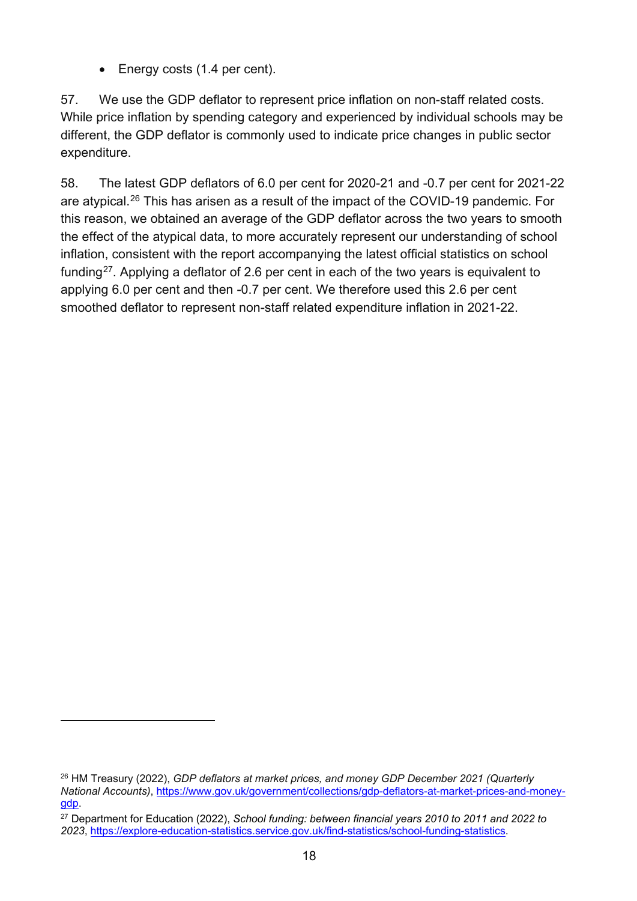- Energy costs (1.4 per cent).

57. We use the GDP deflator to represent price inflation on non-staff related costs. While price inflation by spending category and experienced by individual schools may be different, the GDP deflator is commonly used to indicate price changes in public sector expenditure.

58. The latest GDP deflators of 6.0 per cent for 2020-21 and -0.7 per cent for 2021-22 are atypical.[26] This has arisen as a result of the impact of the COVID-19 pandemic. For this reason, we obtained an average of the GDP deflator across the two years to smooth the effect of the atypical data, to more accurately represent our understanding of school inflation, consistent with the report accompanying the latest official statistics on school funding[27]. Applying a deflator of 2.6 per cent in each of the two years is equivalent to applying 6.0 per cent and then -0.7 per cent. We therefore used this 2.6 per cent smoothed deflator to represent non-staff related expenditure inflation in 2021-22.

---

[26] HM Treasury (2022), *GDP deflators at market prices, and money GDP December 2021 (Quarterly National Accounts)*, https://www.gov.uk/government/collections/gdp-deflators-at-market-prices-and-money-gdp.

[27] Department for Education (2022), *School funding: between financial years 2010 to 2011 and 2022 to 2023*, https://explore-education-statistics.service.gov.uk/find-statistics/school-funding-statistics.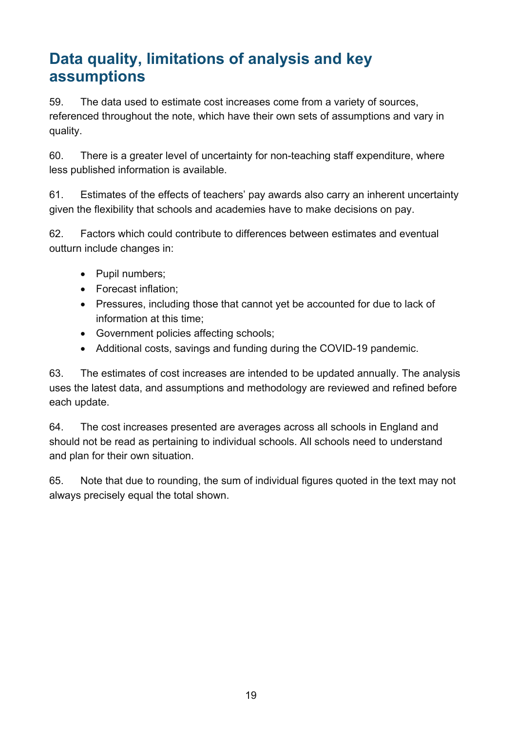## Data quality, limitations of analysis and key assumptions

59. The data used to estimate cost increases come from a variety of sources, referenced throughout the note, which have their own sets of assumptions and vary in quality.

60. There is a greater level of uncertainty for non-teaching staff expenditure, where less published information is available.

61. Estimates of the effects of teachers' pay awards also carry an inherent uncertainty given the flexibility that schools and academies have to make decisions on pay.

62. Factors which could contribute to differences between estimates and eventual outturn include changes in:

- Pupil numbers;
- Forecast inflation;
- Pressures, including those that cannot yet be accounted for due to lack of information at this time;
- Government policies affecting schools;
- Additional costs, savings and funding during the COVID-19 pandemic.

63. The estimates of cost increases are intended to be updated annually. The analysis uses the latest data, and assumptions and methodology are reviewed and refined before each update.

64. The cost increases presented are averages across all schools in England and should not be read as pertaining to individual schools. All schools need to understand and plan for their own situation.

65. Note that due to rounding, the sum of individual figures quoted in the text may not always precisely equal the total shown.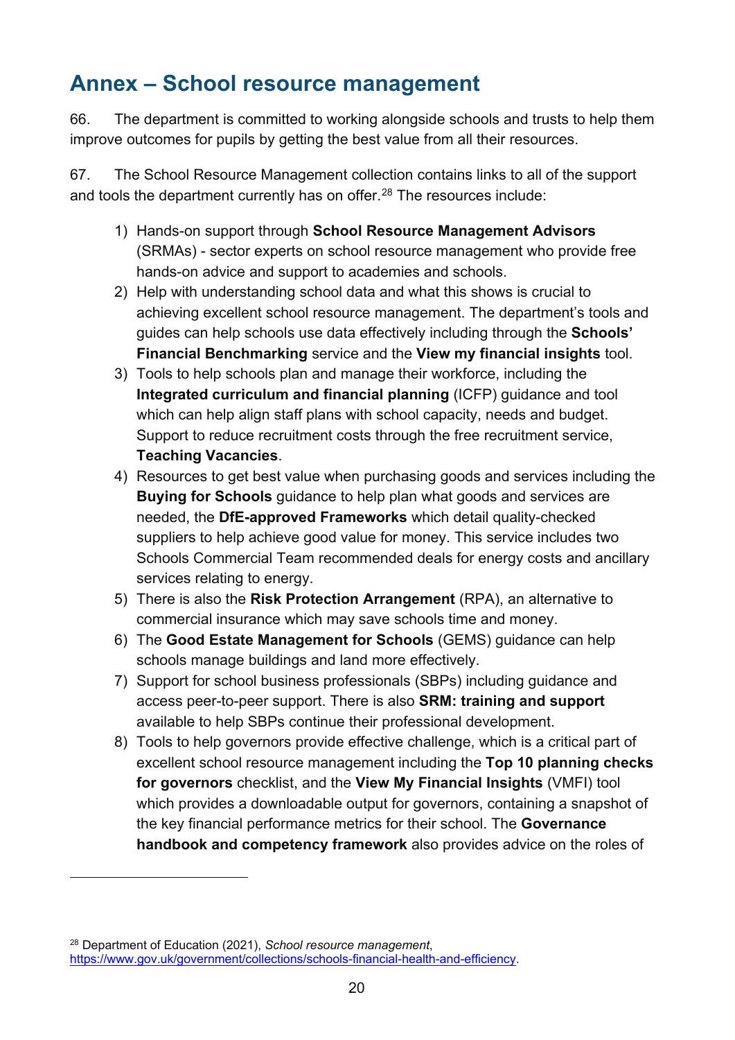## Annex – School resource management

66. The department is committed to working alongside schools and trusts to help them improve outcomes for pupils by getting the best value from all their resources.

67. The School Resource Management collection contains links to all of the support and tools the department currently has on offer.[28] The resources include:

1) Hands-on support through **School Resource Management Advisors** (SRMAs) - sector experts on school resource management who provide free hands-on advice and support to academies and schools.
2) Help with understanding school data and what this shows is crucial to achieving excellent school resource management. The department's tools and guides can help schools use data effectively including through the **Schools' Financial Benchmarking** service and the **View my financial insights** tool.
3) Tools to help schools plan and manage their workforce, including the **Integrated curriculum and financial planning** (ICFP) guidance and tool which can help align staff plans with school capacity, needs and budget. Support to reduce recruitment costs through the free recruitment service, **Teaching Vacancies**.
4) Resources to get best value when purchasing goods and services including the **Buying for Schools** guidance to help plan what goods and services are needed, the **DfE-approved Frameworks** which detail quality-checked suppliers to help achieve good value for money. This service includes two Schools Commercial Team recommended deals for energy costs and ancillary services relating to energy.
5) There is also the **Risk Protection Arrangement** (RPA), an alternative to commercial insurance which may save schools time and money.
6) The **Good Estate Management for Schools** (GEMS) guidance can help schools manage buildings and land more effectively.
7) Support for school business professionals (SBPs) including guidance and access peer-to-peer support. There is also **SRM: training and support** available to help SBPs continue their professional development.
8) Tools to help governors provide effective challenge, which is a critical part of excellent school resource management including the **Top 10 planning checks for governors** checklist, and the **View My Financial Insights** (VMFI) tool which provides a downloadable output for governors, containing a snapshot of the key financial performance metrics for their school. The **Governance handbook and competency framework** also provides advice on the roles of

---

[28] Department of Education (2021), *School resource management*, https://www.gov.uk/government/collections/schools-financial-health-and-efficiency.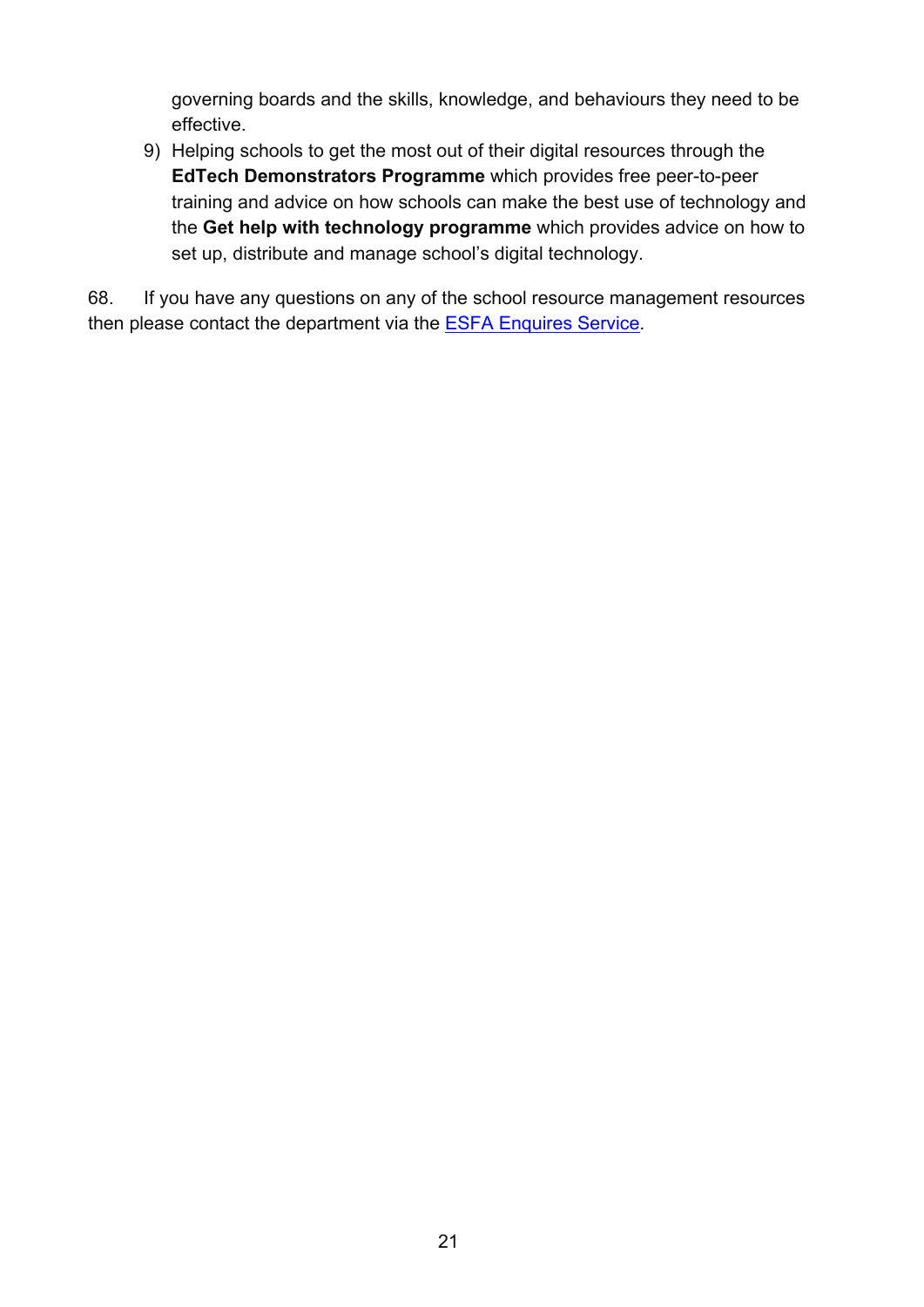governing boards and the skills, knowledge, and behaviours they need to be effective.

9) Helping schools to get the most out of their digital resources through the **EdTech Demonstrators Programme** which provides free peer-to-peer training and advice on how schools can make the best use of technology and the **Get help with technology programme** which provides advice on how to set up, distribute and manage school's digital technology.

68. If you have any questions on any of the school resource management resources then please contact the department via the ESFA Enquires Service.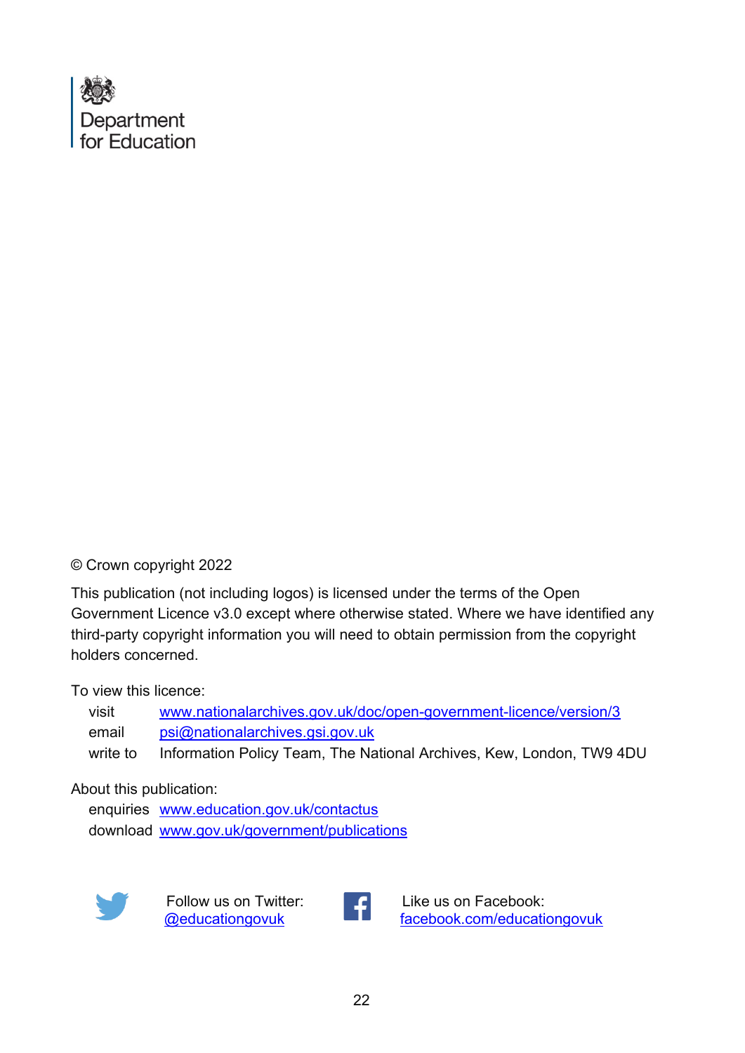Department for Education

© Crown copyright 2022

This publication (not including logos) is licensed under the terms of the Open Government Licence v3.0 except where otherwise stated. Where we have identified any third-party copyright information you will need to obtain permission from the copyright holders concerned.

To view this licence:

visit www.nationalarchives.gov.uk/doc/open-government-licence/version/3
email psi@nationalarchives.gsi.gov.uk
write to Information Policy Team, The National Archives, Kew, London, TW9 4DU

About this publication:

enquiries www.education.gov.uk/contactus
download www.gov.uk/government/publications

Follow us on Twitter:
@educationgovuk

Like us on Facebook:
facebook.com/educationgovuk